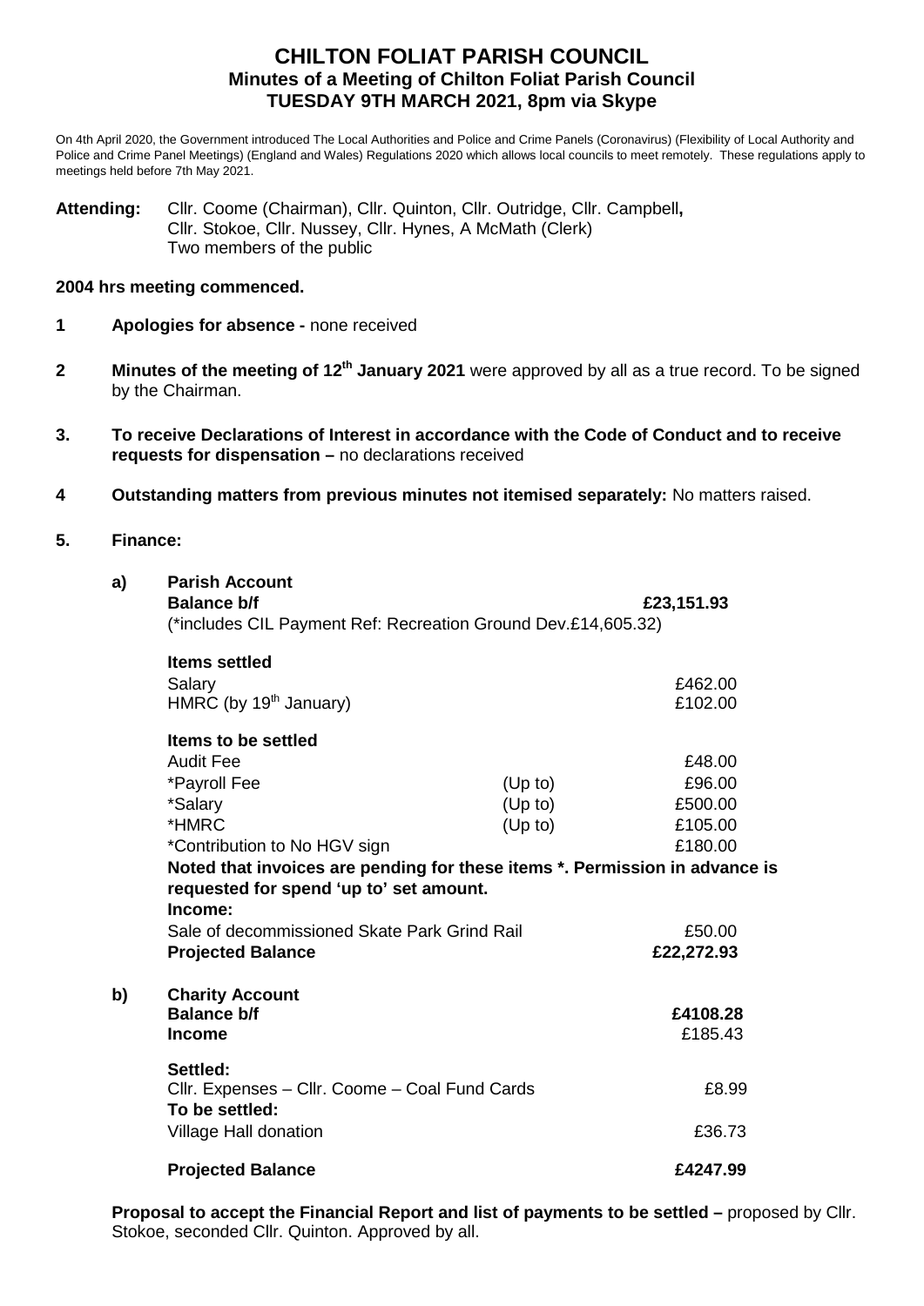# CHILTON FOLIAT PARISH COUNCIL
## Minutes of a Meeting of Chilton Foliat Parish Council
## TUESDAY 9TH MARCH 2021, 8pm via Skype

On 4th April 2020, the Government introduced The Local Authorities and Police and Crime Panels (Coronavirus) (Flexibility of Local Authority and Police and Crime Panel Meetings) (England and Wales) Regulations 2020 which allows local councils to meet remotely. These regulations apply to meetings held before 7th May 2021.

**Attending:** Cllr. Coome (Chairman), Cllr. Quinton, Cllr. Outridge, Cllr. Campbell**,** Cllr. Stokoe, Cllr. Nussey, Cllr. Hynes, A McMath (Clerk)
Two members of the public

**2004 hrs meeting commenced.**

**1 Apologies for absence -** none received

**2 Minutes of the meeting of 12th January 2021** were approved by all as a true record. To be signed by the Chairman.

**3. To receive Declarations of Interest in accordance with the Code of Conduct and to receive requests for dispensation –** no declarations received

**4 Outstanding matters from previous minutes not itemised separately:** No matters raised.

**5. Finance:**

**a) Parish Account**

| | | |
|---|---|---|
| **Balance b/f** | | **£23,151.93** |
| (*includes CIL Payment Ref: Recreation Ground Dev.£14,605.32) | | |
| **Items settled** | | |
| Salary | | £462.00 |
| HMRC (by 19th January) | | £102.00 |
| **Items to be settled** | | |
| Audit Fee | | £48.00 |
| *Payroll Fee | (Up to) | £96.00 |
| *Salary | (Up to) | £500.00 |
| *HMRC | (Up to) | £105.00 |
| *Contribution to No HGV sign | | £180.00 |

**Noted that invoices are pending for these items *. Permission in advance is requested for spend 'up to' set amount.**

| | |
|---|---|
| **Income:** | |
| Sale of decommissioned Skate Park Grind Rail | £50.00 |
| **Projected Balance** | **£22,272.93** |

**b) Charity Account**

| | |
|---|---|
| **Balance b/f** | **£4108.28** |
| **Income** | £185.43 |
| **Settled:** | |
| Cllr. Expenses – Cllr. Coome – Coal Fund Cards | £8.99 |
| **To be settled:** | |
| Village Hall donation | £36.73 |
| **Projected Balance** | **£4247.99** |

**Proposal to accept the Financial Report and list of payments to be settled –** proposed by Cllr. Stokoe, seconded Cllr. Quinton. Approved by all.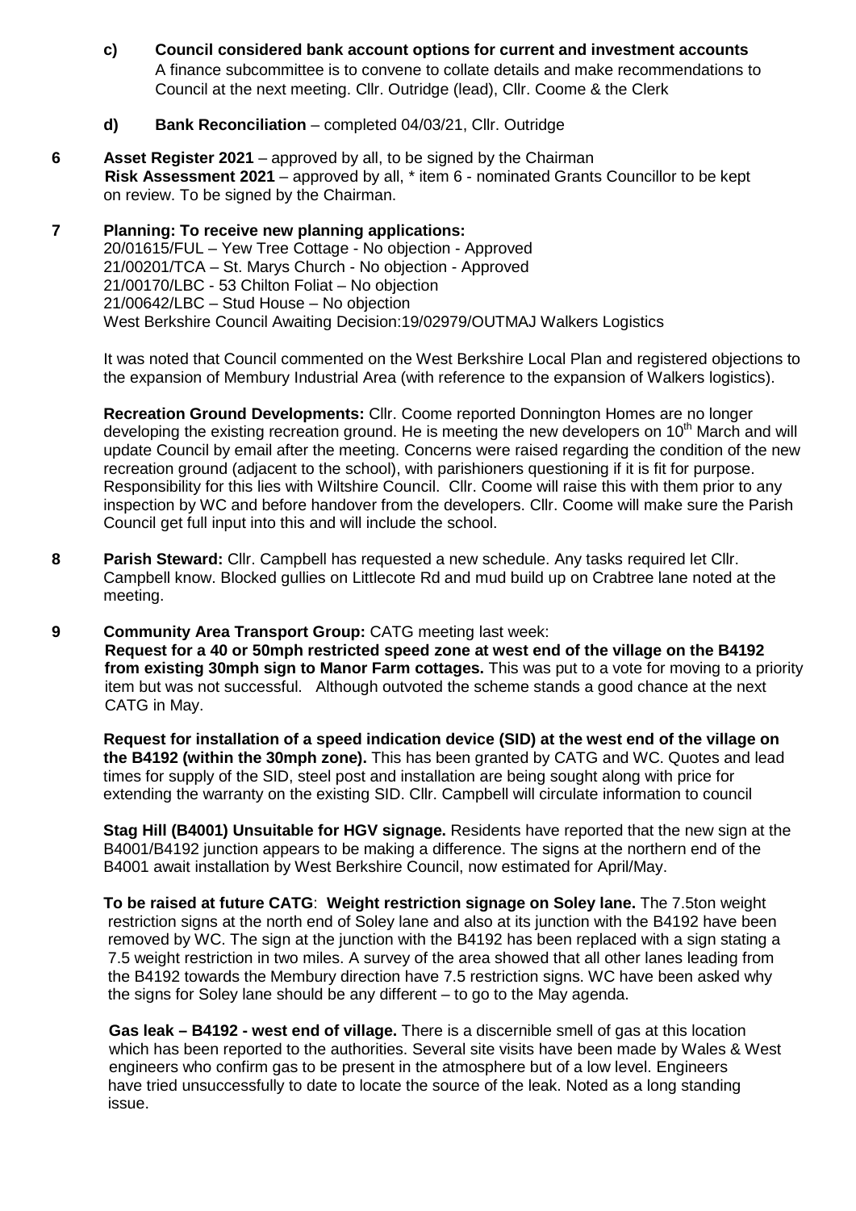**c) Council considered bank account options for current and investment accounts**
A finance subcommittee is to convene to collate details and make recommendations to Council at the next meeting. Cllr. Outridge (lead), Cllr. Coome & the Clerk

**d) Bank Reconciliation** – completed 04/03/21, Cllr. Outridge

**6 Asset Register 2021** – approved by all, to be signed by the Chairman
**Risk Assessment 2021** – approved by all, * item 6 - nominated Grants Councillor to be kept on review. To be signed by the Chairman.

**7 Planning: To receive new planning applications:**
20/01615/FUL – Yew Tree Cottage - No objection - Approved
21/00201/TCA – St. Marys Church - No objection - Approved
21/00170/LBC - 53 Chilton Foliat – No objection
21/00642/LBC – Stud House – No objection
West Berkshire Council Awaiting Decision:19/02979/OUTMAJ Walkers Logistics

It was noted that Council commented on the West Berkshire Local Plan and registered objections to the expansion of Membury Industrial Area (with reference to the expansion of Walkers logistics).

**Recreation Ground Developments:** Cllr. Coome reported Donnington Homes are no longer developing the existing recreation ground. He is meeting the new developers on 10th March and will update Council by email after the meeting. Concerns were raised regarding the condition of the new recreation ground (adjacent to the school), with parishioners questioning if it is fit for purpose. Responsibility for this lies with Wiltshire Council. Cllr. Coome will raise this with them prior to any inspection by WC and before handover from the developers. Cllr. Coome will make sure the Parish Council get full input into this and will include the school.

**8 Parish Steward:** Cllr. Campbell has requested a new schedule. Any tasks required let Cllr. Campbell know. Blocked gullies on Littlecote Rd and mud build up on Crabtree lane noted at the meeting.

**9 Community Area Transport Group:** CATG meeting last week:
**Request for a 40 or 50mph restricted speed zone at west end of the village on the B4192 from existing 30mph sign to Manor Farm cottages.** This was put to a vote for moving to a priority item but was not successful. Although outvoted the scheme stands a good chance at the next CATG in May.

**Request for installation of a speed indication device (SID) at the west end of the village on the B4192 (within the 30mph zone).** This has been granted by CATG and WC. Quotes and lead times for supply of the SID, steel post and installation are being sought along with price for extending the warranty on the existing SID. Cllr. Campbell will circulate information to council

**Stag Hill (B4001) Unsuitable for HGV signage.** Residents have reported that the new sign at the B4001/B4192 junction appears to be making a difference. The signs at the northern end of the B4001 await installation by West Berkshire Council, now estimated for April/May.

**To be raised at future CATG**: **Weight restriction signage on Soley lane.** The 7.5ton weight restriction signs at the north end of Soley lane and also at its junction with the B4192 have been removed by WC. The sign at the junction with the B4192 has been replaced with a sign stating a 7.5 weight restriction in two miles. A survey of the area showed that all other lanes leading from the B4192 towards the Membury direction have 7.5 restriction signs. WC have been asked why the signs for Soley lane should be any different – to go to the May agenda.

**Gas leak – B4192 - west end of village.** There is a discernible smell of gas at this location which has been reported to the authorities. Several site visits have been made by Wales & West engineers who confirm gas to be present in the atmosphere but of a low level. Engineers have tried unsuccessfully to date to locate the source of the leak. Noted as a long standing issue.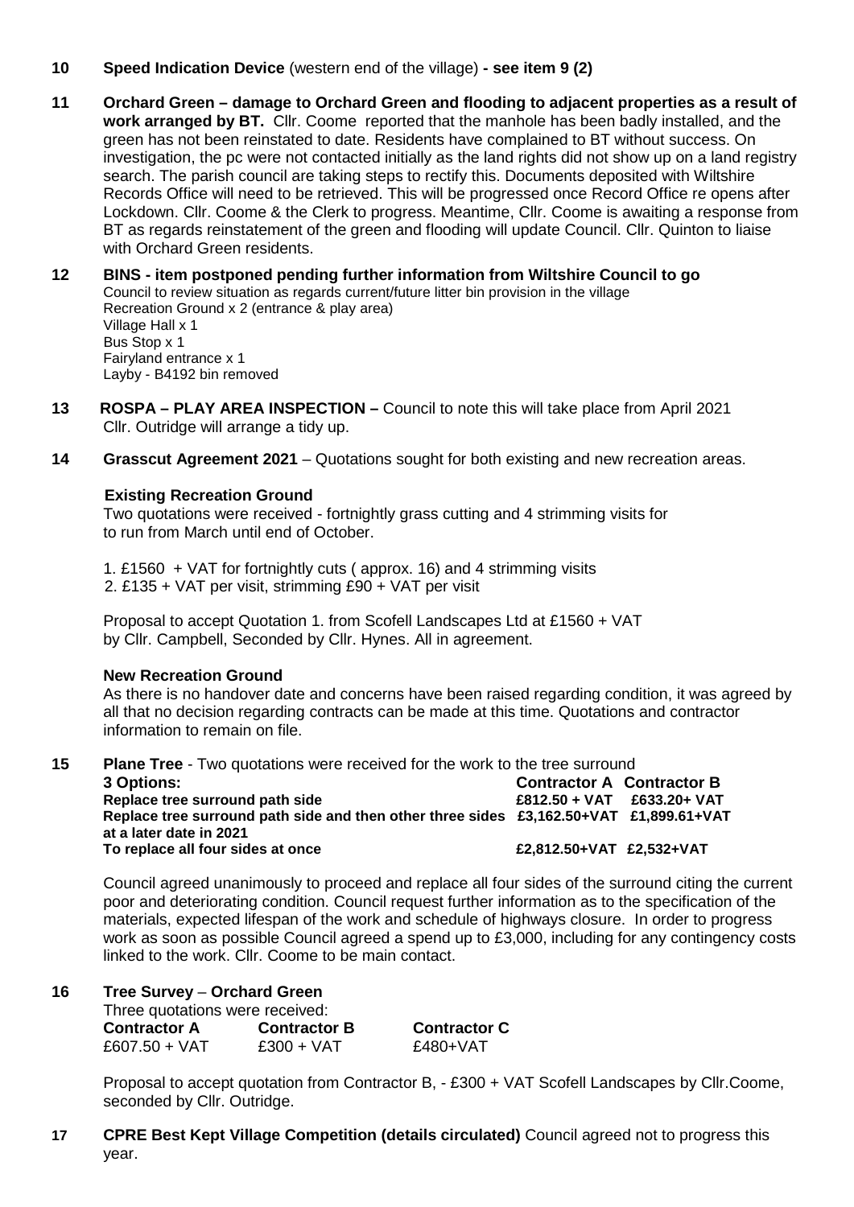**10 Speed Indication Device** (western end of the village) **- see item 9 (2)**

**11 Orchard Green – damage to Orchard Green and flooding to adjacent properties as a result of work arranged by BT.** Cllr. Coome reported that the manhole has been badly installed, and the green has not been reinstated to date. Residents have complained to BT without success. On investigation, the pc were not contacted initially as the land rights did not show up on a land registry search. The parish council are taking steps to rectify this. Documents deposited with Wiltshire Records Office will need to be retrieved. This will be progressed once Record Office re opens after Lockdown. Cllr. Coome & the Clerk to progress. Meantime, Cllr. Coome is awaiting a response from BT as regards reinstatement of the green and flooding will update Council. Cllr. Quinton to liaise with Orchard Green residents.

**12 BINS - item postponed pending further information from Wiltshire Council to go**

Council to review situation as regards current/future litter bin provision in the village
Recreation Ground x 2 (entrance & play area)
Village Hall x 1
Bus Stop x 1
Fairyland entrance x 1
Layby - B4192 bin removed

**13 ROSPA – PLAY AREA INSPECTION –** Council to note this will take place from April 2021
Cllr. Outridge will arrange a tidy up.

**14 Grasscut Agreement 2021** – Quotations sought for both existing and new recreation areas.

**Existing Recreation Ground**

Two quotations were received - fortnightly grass cutting and 4 strimming visits for to run from March until end of October.

1. £1560 + VAT for fortnightly cuts ( approx. 16) and 4 strimming visits
2. £135 + VAT per visit, strimming £90 + VAT per visit

Proposal to accept Quotation 1. from Scofell Landscapes Ltd at £1560 + VAT by Cllr. Campbell, Seconded by Cllr. Hynes. All in agreement.

**New Recreation Ground**

As there is no handover date and concerns have been raised regarding condition, it was agreed by all that no decision regarding contracts can be made at this time. Quotations and contractor information to remain on file.

**15 Plane Tree** - Two quotations were received for the work to the tree surround

| **3 Options:** | **Contractor A** | **Contractor B** |
|---|---|---|
| **Replace tree surround path side** | **£812.50 + VAT** | **£633.20+ VAT** |
| **Replace tree surround path side and then other three sides at a later date in 2021** | **£3,162.50+VAT** | **£1,899.61+VAT** |
| **To replace all four sides at once** | **£2,812.50+VAT** | **£2,532+VAT** |

Council agreed unanimously to proceed and replace all four sides of the surround citing the current poor and deteriorating condition. Council request further information as to the specification of the materials, expected lifespan of the work and schedule of highways closure. In order to progress work as soon as possible Council agreed a spend up to £3,000, including for any contingency costs linked to the work. Cllr. Coome to be main contact.

**16 Tree Survey – Orchard Green**

Three quotations were received:

| **Contractor A** | **Contractor B** | **Contractor C** |
|---|---|---|
| £607.50 + VAT | £300 + VAT | £480+VAT |

Proposal to accept quotation from Contractor B, - £300 + VAT Scofell Landscapes by Cllr.Coome, seconded by Cllr. Outridge.

**17 CPRE Best Kept Village Competition (details circulated)** Council agreed not to progress this year.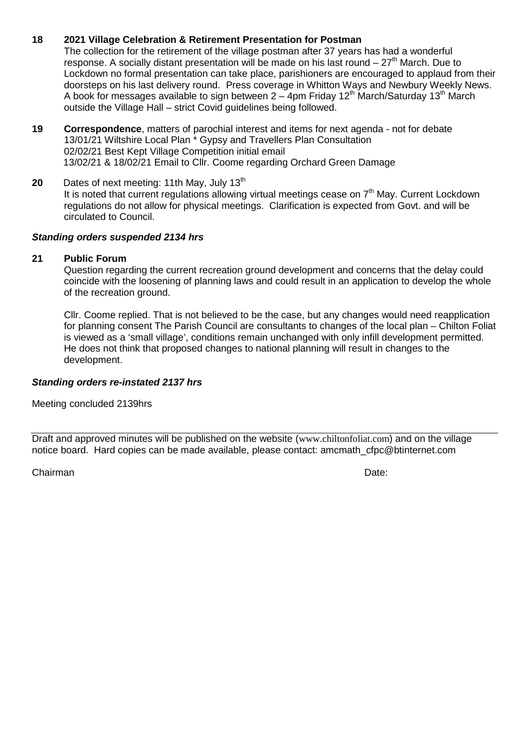**18 2021 Village Celebration & Retirement Presentation for Postman**

The collection for the retirement of the village postman after 37 years has had a wonderful response. A socially distant presentation will be made on his last round – 27th March. Due to Lockdown no formal presentation can take place, parishioners are encouraged to applaud from their doorsteps on his last delivery round. Press coverage in Whitton Ways and Newbury Weekly News. A book for messages available to sign between 2 – 4pm Friday 12th March/Saturday 13th March outside the Village Hall – strict Covid guidelines being followed.

**19 Correspondence**, matters of parochial interest and items for next agenda - not for debate

13/01/21 Wiltshire Local Plan * Gypsy and Travellers Plan Consultation
02/02/21 Best Kept Village Competition initial email
13/02/21 & 18/02/21 Email to Cllr. Coome regarding Orchard Green Damage

**20** Dates of next meeting: 11th May, July 13th

It is noted that current regulations allowing virtual meetings cease on 7th May. Current Lockdown regulations do not allow for physical meetings. Clarification is expected from Govt. and will be circulated to Council.

***Standing orders suspended 2134 hrs***

**21 Public Forum**

Question regarding the current recreation ground development and concerns that the delay could coincide with the loosening of planning laws and could result in an application to develop the whole of the recreation ground.

Cllr. Coome replied. That is not believed to be the case, but any changes would need reapplication for planning consent The Parish Council are consultants to changes of the local plan – Chilton Foliat is viewed as a 'small village', conditions remain unchanged with only infill development permitted. He does not think that proposed changes to national planning will result in changes to the development.

***Standing orders re-instated 2137 hrs***

Meeting concluded 2139hrs

---

Draft and approved minutes will be published on the website (www.chiltonfoliat.com) and on the village notice board. Hard copies can be made available, please contact: amcmath_cfpc@btinternet.com

Chairman Date: